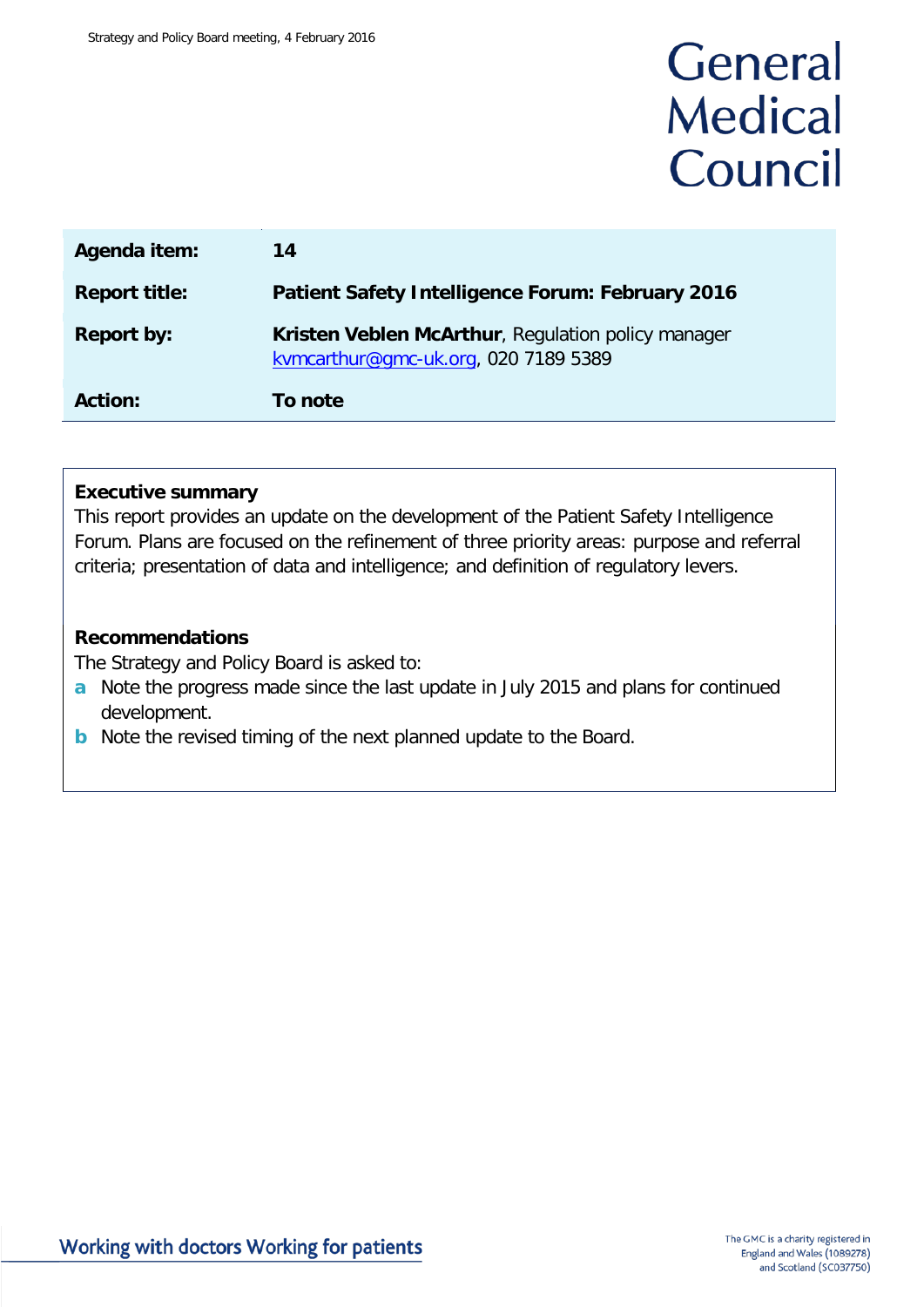Strategy and Policy Board meeting, 4 February 2016

# General Medical Council

| | |
|---|---|
| **Agenda item:** | **14** |
| **Report title:** | **Patient Safety Intelligence Forum: February 2016** |
| **Report by:** | **Kristen Veblen McArthur**, Regulation policy manager kvmcarthur@gmc-uk.org, 020 7189 5389 |
| **Action:** | **To note** |

**Executive summary**

This report provides an update on the development of the Patient Safety Intelligence Forum. Plans are focused on the refinement of three priority areas: purpose and referral criteria; presentation of data and intelligence; and definition of regulatory levers.

**Recommendations**

The Strategy and Policy Board is asked to:

a Note the progress made since the last update in July 2015 and plans for continued development.

b Note the revised timing of the next planned update to the Board.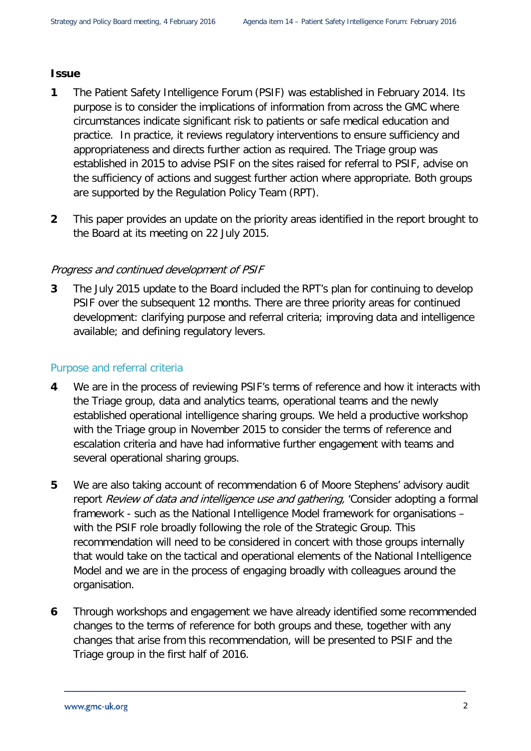**Issue**

**1** The Patient Safety Intelligence Forum (PSIF) was established in February 2014. Its purpose is to consider the implications of information from across the GMC where circumstances indicate significant risk to patients or safe medical education and practice. In practice, it reviews regulatory interventions to ensure sufficiency and appropriateness and directs further action as required. The Triage group was established in 2015 to advise PSIF on the sites raised for referral to PSIF, advise on the sufficiency of actions and suggest further action where appropriate. Both groups are supported by the Regulation Policy Team (RPT).

**2** This paper provides an update on the priority areas identified in the report brought to the Board at its meeting on 22 July 2015.

*Progress and continued development of PSIF*

**3** The July 2015 update to the Board included the RPT's plan for continuing to develop PSIF over the subsequent 12 months. There are three priority areas for continued development: clarifying purpose and referral criteria; improving data and intelligence available; and defining regulatory levers.

## Purpose and referral criteria

**4** We are in the process of reviewing PSIF's terms of reference and how it interacts with the Triage group, data and analytics teams, operational teams and the newly established operational intelligence sharing groups. We held a productive workshop with the Triage group in November 2015 to consider the terms of reference and escalation criteria and have had informative further engagement with teams and several operational sharing groups.

**5** We are also taking account of recommendation 6 of Moore Stephens' advisory audit report *Review of data and intelligence use and gathering,* 'Consider adopting a formal framework - such as the National Intelligence Model framework for organisations – with the PSIF role broadly following the role of the Strategic Group. This recommendation will need to be considered in concert with those groups internally that would take on the tactical and operational elements of the National Intelligence Model and we are in the process of engaging broadly with colleagues around the organisation.

**6** Through workshops and engagement we have already identified some recommended changes to the terms of reference for both groups and these, together with any changes that arise from this recommendation, will be presented to PSIF and the Triage group in the first half of 2016.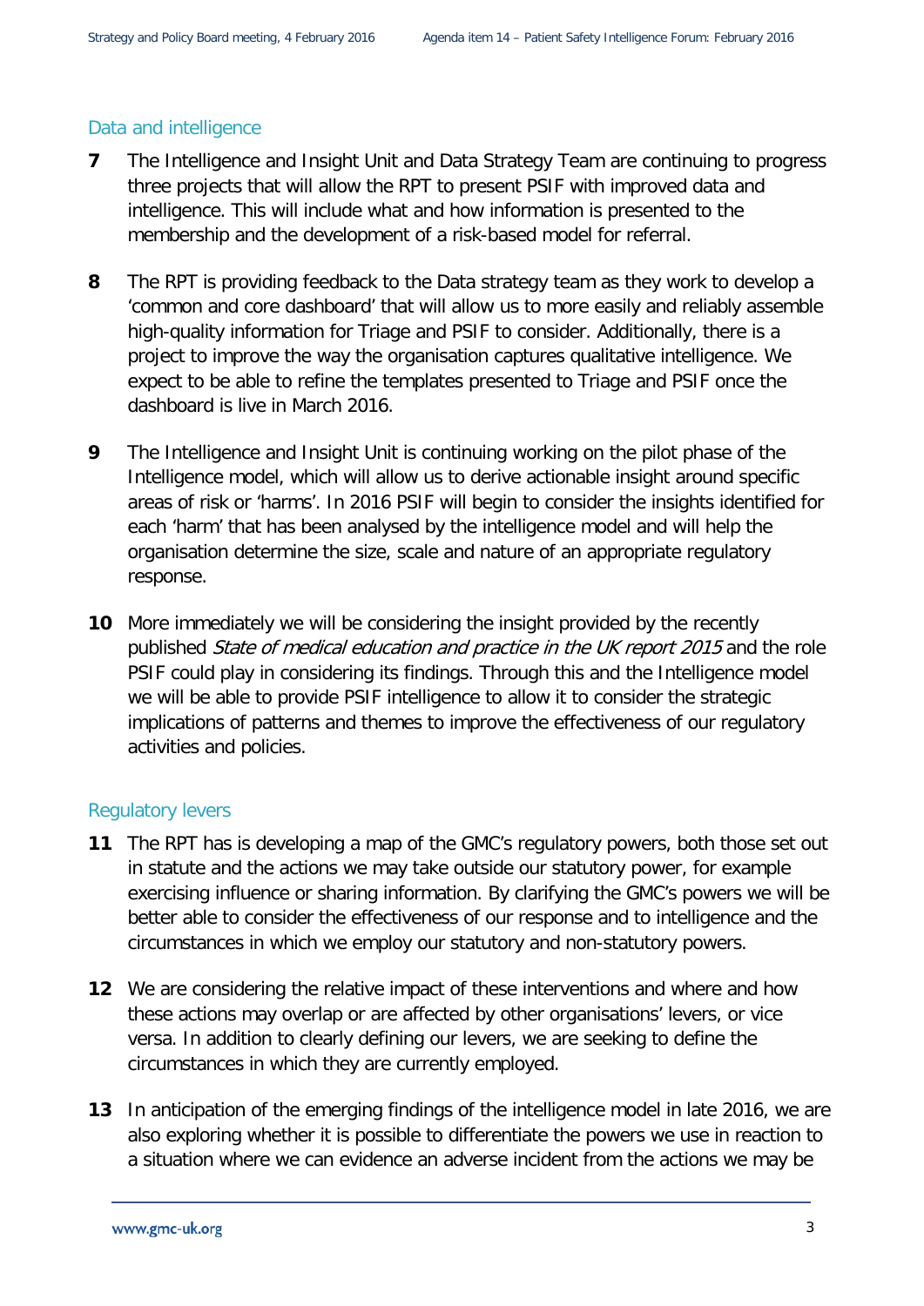## Data and intelligence

**7** The Intelligence and Insight Unit and Data Strategy Team are continuing to progress three projects that will allow the RPT to present PSIF with improved data and intelligence. This will include what and how information is presented to the membership and the development of a risk-based model for referral.

**8** The RPT is providing feedback to the Data strategy team as they work to develop a 'common and core dashboard' that will allow us to more easily and reliably assemble high-quality information for Triage and PSIF to consider. Additionally, there is a project to improve the way the organisation captures qualitative intelligence. We expect to be able to refine the templates presented to Triage and PSIF once the dashboard is live in March 2016.

**9** The Intelligence and Insight Unit is continuing working on the pilot phase of the Intelligence model, which will allow us to derive actionable insight around specific areas of risk or 'harms'. In 2016 PSIF will begin to consider the insights identified for each 'harm' that has been analysed by the intelligence model and will help the organisation determine the size, scale and nature of an appropriate regulatory response.

**10** More immediately we will be considering the insight provided by the recently published *State of medical education and practice in the UK report 2015* and the role PSIF could play in considering its findings. Through this and the Intelligence model we will be able to provide PSIF intelligence to allow it to consider the strategic implications of patterns and themes to improve the effectiveness of our regulatory activities and policies.

## Regulatory levers

**11** The RPT has is developing a map of the GMC's regulatory powers, both those set out in statute and the actions we may take outside our statutory power, for example exercising influence or sharing information. By clarifying the GMC's powers we will be better able to consider the effectiveness of our response and to intelligence and the circumstances in which we employ our statutory and non-statutory powers.

**12** We are considering the relative impact of these interventions and where and how these actions may overlap or are affected by other organisations' levers, or vice versa. In addition to clearly defining our levers, we are seeking to define the circumstances in which they are currently employed.

**13** In anticipation of the emerging findings of the intelligence model in late 2016, we are also exploring whether it is possible to differentiate the powers we use in reaction to a situation where we can evidence an adverse incident from the actions we may be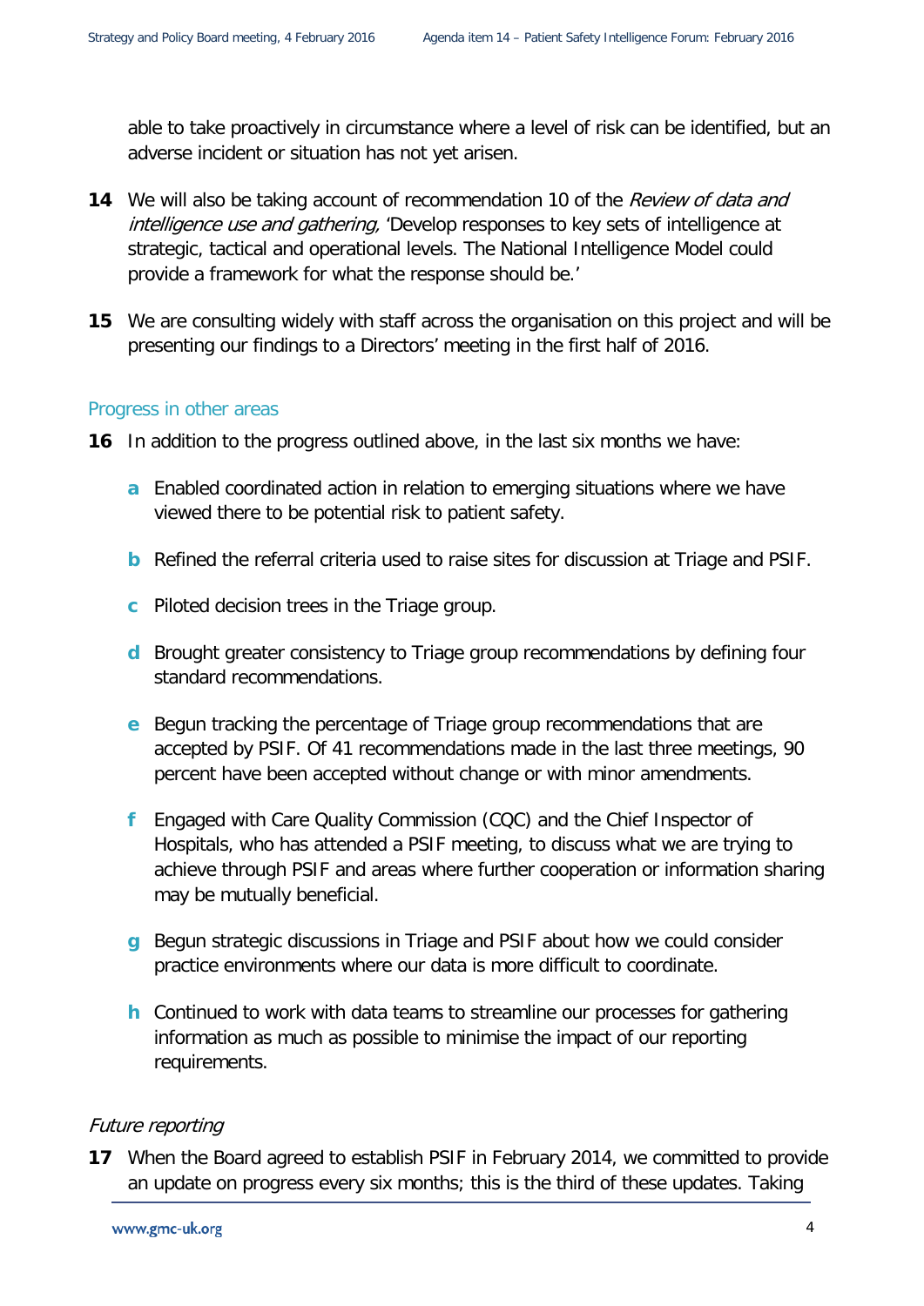able to take proactively in circumstance where a level of risk can be identified, but an adverse incident or situation has not yet arisen.

**14** We will also be taking account of recommendation 10 of the *Review of data and intelligence use and gathering,* 'Develop responses to key sets of intelligence at strategic, tactical and operational levels. The National Intelligence Model could provide a framework for what the response should be.'

**15** We are consulting widely with staff across the organisation on this project and will be presenting our findings to a Directors' meeting in the first half of 2016.

## Progress in other areas

**16** In addition to the progress outlined above, in the last six months we have:

- **a** Enabled coordinated action in relation to emerging situations where we have viewed there to be potential risk to patient safety.
- **b** Refined the referral criteria used to raise sites for discussion at Triage and PSIF.
- **c** Piloted decision trees in the Triage group.
- **d** Brought greater consistency to Triage group recommendations by defining four standard recommendations.
- **e** Begun tracking the percentage of Triage group recommendations that are accepted by PSIF. Of 41 recommendations made in the last three meetings, 90 percent have been accepted without change or with minor amendments.
- **f** Engaged with Care Quality Commission (CQC) and the Chief Inspector of Hospitals, who has attended a PSIF meeting, to discuss what we are trying to achieve through PSIF and areas where further cooperation or information sharing may be mutually beneficial.
- **g** Begun strategic discussions in Triage and PSIF about how we could consider practice environments where our data is more difficult to coordinate.
- **h** Continued to work with data teams to streamline our processes for gathering information as much as possible to minimise the impact of our reporting requirements.

### *Future reporting*

**17** When the Board agreed to establish PSIF in February 2014, we committed to provide an update on progress every six months; this is the third of these updates. Taking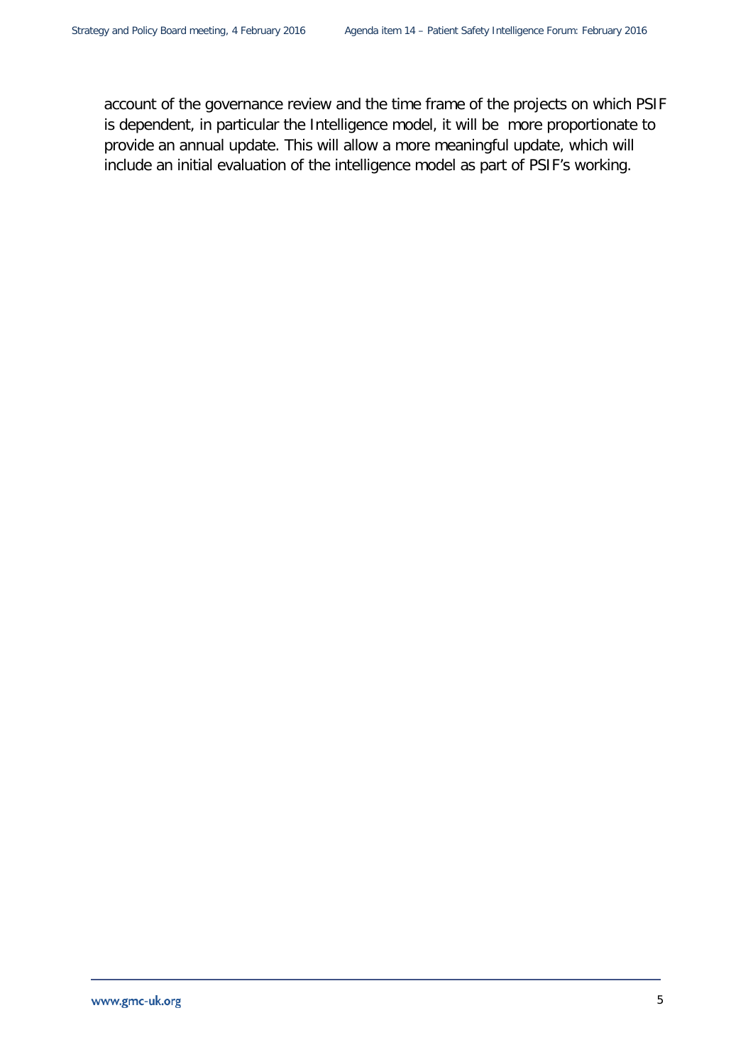account of the governance review and the time frame of the projects on which PSIF is dependent, in particular the Intelligence model, it will be more proportionate to provide an annual update. This will allow a more meaningful update, which will include an initial evaluation of the intelligence model as part of PSIF's working.